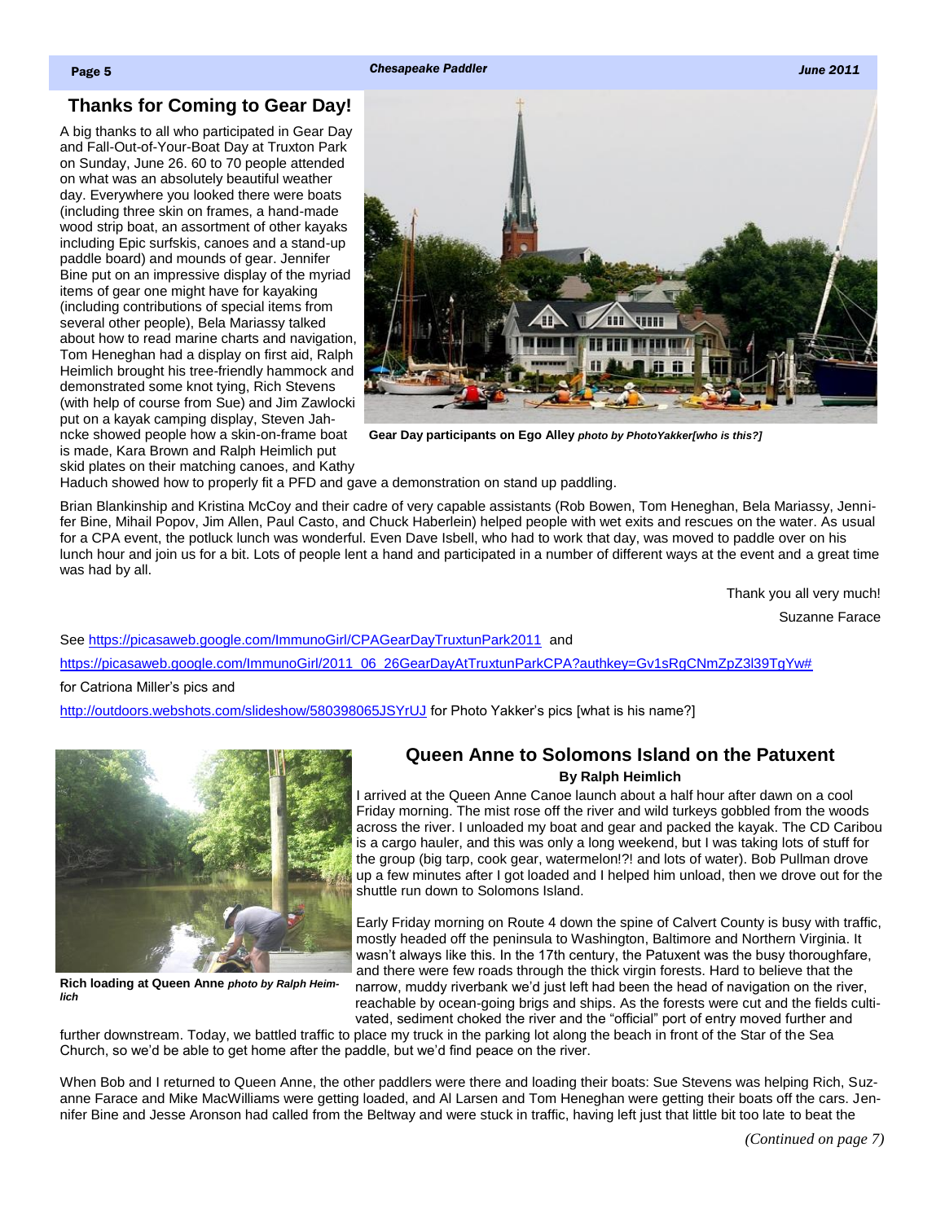## Thanks for Coming to Gear Day!

A big thanks to all who participated in Gear Day and Fall-Out-of-Your-Boat Day at Truxton Park on Sunday, June 26. 60 to 70 people attended on what was an absolutely beautiful weather day. Everywhere you looked there were boats (including three skin on frames, a hand-made wood strip boat, an assortment of other kayaks including Epic surfskis, canoes and a stand-up paddle board) and mounds of gear. Jennifer Bine put on an impressive display of the myriad items of gear one might have for kayaking (including contributions of special items from several other people), Bela Mariassy talked about how to read marine charts and navigation, Tom Heneghan had a display on first aid, Ralph Heimlich brought his tree-friendly hammock and demonstrated some knot tying, Rich Stevens (with help of course from Sue) and Jim Zawlocki put on a kayak camping display, Steven Jahncke showed people how a skin-on-frame boat is made, Kara Brown and Ralph Heimlich put skid plates on their matching canoes, and Kathy Haduch showed how to properly fit a PFD and gave a demonstration on stand up paddling.

**Gear Day participants on Ego Alley** ***photo by PhotoYakker[who is this?]***

Brian Blankinship and Kristina McCoy and their cadre of very capable assistants (Rob Bowen, Tom Heneghan, Bela Mariassy, Jennifer Bine, Mihail Popov, Jim Allen, Paul Casto, and Chuck Haberlein) helped people with wet exits and rescues on the water. As usual for a CPA event, the potluck lunch was wonderful. Even Dave Isbell, who had to work that day, was moved to paddle over on his lunch hour and join us for a bit. Lots of people lent a hand and participated in a number of different ways at the event and a great time was had by all.

Thank you all very much!

Suzanne Farace

See https://picasaweb.google.com/ImmunoGirl/CPAGearDayTruxtunPark2011 and

https://picasaweb.google.com/ImmunoGirl/2011_06_26GearDayAtTruxtunParkCPA?authkey=Gv1sRgCNmZpZ3l39TgYw#

for Catriona Miller's pics and

http://outdoors.webshots.com/slideshow/580398065JSYrUJ for Photo Yakker's pics [what is his name?]

## Queen Anne to Solomons Island on the Patuxent

**By Ralph Heimlich**

**Rich loading at Queen Anne** ***photo by Ralph Heimlich***

I arrived at the Queen Anne Canoe launch about a half hour after dawn on a cool Friday morning. The mist rose off the river and wild turkeys gobbled from the woods across the river. I unloaded my boat and gear and packed the kayak. The CD Caribou is a cargo hauler, and this was only a long weekend, but I was taking lots of stuff for the group (big tarp, cook gear, watermelon!?! and lots of water). Bob Pullman drove up a few minutes after I got loaded and I helped him unload, then we drove out for the shuttle run down to Solomons Island.

Early Friday morning on Route 4 down the spine of Calvert County is busy with traffic, mostly headed off the peninsula to Washington, Baltimore and Northern Virginia. It wasn't always like this. In the 17th century, the Patuxent was the busy thoroughfare, and there were few roads through the thick virgin forests. Hard to believe that the narrow, muddy riverbank we'd just left had been the head of navigation on the river, reachable by ocean-going brigs and ships. As the forests were cut and the fields cultivated, sediment choked the river and the "official" port of entry moved further and further downstream. Today, we battled traffic to place my truck in the parking lot along the beach in front of the Star of the Sea Church, so we'd be able to get home after the paddle, but we'd find peace on the river.

When Bob and I returned to Queen Anne, the other paddlers were there and loading their boats: Sue Stevens was helping Rich, Suzanne Farace and Mike MacWilliams were getting loaded, and Al Larsen and Tom Heneghan were getting their boats off the cars. Jennifer Bine and Jesse Aronson had called from the Beltway and were stuck in traffic, having left just that little bit too late to beat the

*(Continued on page 7)*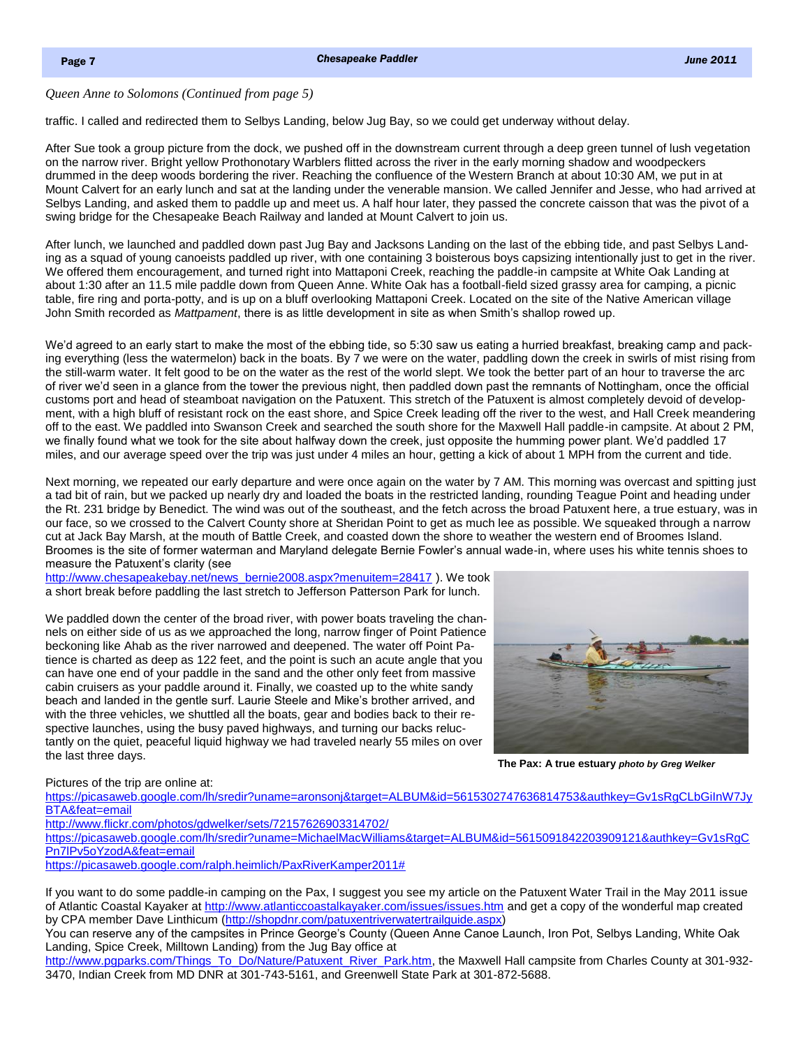*Queen Anne to Solomons (Continued from page 5)*

traffic. I called and redirected them to Selbys Landing, below Jug Bay, so we could get underway without delay.

After Sue took a group picture from the dock, we pushed off in the downstream current through a deep green tunnel of lush vegetation on the narrow river. Bright yellow Prothonotary Warblers flitted across the river in the early morning shadow and woodpeckers drummed in the deep woods bordering the river. Reaching the confluence of the Western Branch at about 10:30 AM, we put in at Mount Calvert for an early lunch and sat at the landing under the venerable mansion. We called Jennifer and Jesse, who had arrived at Selbys Landing, and asked them to paddle up and meet us. A half hour later, they passed the concrete caisson that was the pivot of a swing bridge for the Chesapeake Beach Railway and landed at Mount Calvert to join us.

After lunch, we launched and paddled down past Jug Bay and Jacksons Landing on the last of the ebbing tide, and past Selbys Landing as a squad of young canoeists paddled up river, with one containing 3 boisterous boys capsizing intentionally just to get in the river. We offered them encouragement, and turned right into Mattaponi Creek, reaching the paddle-in campsite at White Oak Landing at about 1:30 after an 11.5 mile paddle down from Queen Anne. White Oak has a football-field sized grassy area for camping, a picnic table, fire ring and porta-potty, and is up on a bluff overlooking Mattaponi Creek. Located on the site of the Native American village John Smith recorded as *Mattpament*, there is as little development in site as when Smith's shallop rowed up.

We'd agreed to an early start to make the most of the ebbing tide, so 5:30 saw us eating a hurried breakfast, breaking camp and packing everything (less the watermelon) back in the boats. By 7 we were on the water, paddling down the creek in swirls of mist rising from the still-warm water. It felt good to be on the water as the rest of the world slept. We took the better part of an hour to traverse the arc of river we'd seen in a glance from the tower the previous night, then paddled down past the remnants of Nottingham, once the official customs port and head of steamboat navigation on the Patuxent. This stretch of the Patuxent is almost completely devoid of development, with a high bluff of resistant rock on the east shore, and Spice Creek leading off the river to the west, and Hall Creek meandering off to the east. We paddled into Swanson Creek and searched the south shore for the Maxwell Hall paddle-in campsite. At about 2 PM, we finally found what we took for the site about halfway down the creek, just opposite the humming power plant. We'd paddled 17 miles, and our average speed over the trip was just under 4 miles an hour, getting a kick of about 1 MPH from the current and tide.

Next morning, we repeated our early departure and were once again on the water by 7 AM. This morning was overcast and spitting just a tad bit of rain, but we packed up nearly dry and loaded the boats in the restricted landing, rounding Teague Point and heading under the Rt. 231 bridge by Benedict. The wind was out of the southeast, and the fetch across the broad Patuxent here, a true estuary, was in our face, so we crossed to the Calvert County shore at Sheridan Point to get as much lee as possible. We squeaked through a narrow cut at Jack Bay Marsh, at the mouth of Battle Creek, and coasted down the shore to weather the western end of Broomes Island. Broomes is the site of former waterman and Maryland delegate Bernie Fowler's annual wade-in, where uses his white tennis shoes to measure the Patuxent's clarity (see http://www.chesapeakebay.net/news_bernie2008.aspx?menuitem=28417 ). We took a short break before paddling the last stretch to Jefferson Patterson Park for lunch.

We paddled down the center of the broad river, with power boats traveling the channels on either side of us as we approached the long, narrow finger of Point Patience beckoning like Ahab as the river narrowed and deepened. The water off Point Patience is charted as deep as 122 feet, and the point is such an acute angle that you can have one end of your paddle in the sand and the other only feet from massive cabin cruisers as your paddle around it. Finally, we coasted up to the white sandy beach and landed in the gentle surf. Laurie Steele and Mike's brother arrived, and with the three vehicles, we shuttled all the boats, gear and bodies back to their respective launches, using the busy paved highways, and turning our backs reluctantly on the quiet, peaceful liquid highway we had traveled nearly 55 miles on over the last three days.

**The Pax: A true estuary** ***photo by Greg Welker***

Pictures of the trip are online at:
https://picasaweb.google.com/lh/sredir?uname=aronsonj&target=ALBUM&id=5615302747636814753&authkey=Gv1sRgCLbGiInW7JyBTA&feat=email
http://www.flickr.com/photos/gdwelker/sets/72157626903314702/
https://picasaweb.google.com/lh/sredir?uname=MichaelMacWilliams&target=ALBUM&id=5615091842203909121&authkey=Gv1sRgCPn7lPv5oYzodA&feat=email
https://picasaweb.google.com/ralph.heimlich/PaxRiverKamper2011#

If you want to do some paddle-in camping on the Pax, I suggest you see my article on the Patuxent Water Trail in the May 2011 issue of Atlantic Coastal Kayaker at http://www.atlanticcoastalkayaker.com/issues/issues.htm and get a copy of the wonderful map created by CPA member Dave Linthicum (http://shopdnr.com/patuxentriverwatertrailguide.aspx)
You can reserve any of the campsites in Prince George's County (Queen Anne Canoe Launch, Iron Pot, Selbys Landing, White Oak Landing, Spice Creek, Milltown Landing) from the Jug Bay office at http://www.pgparks.com/Things_To_Do/Nature/Patuxent_River_Park.htm, the Maxwell Hall campsite from Charles County at 301-932-3470, Indian Creek from MD DNR at 301-743-5161, and Greenwell State Park at 301-872-5688.